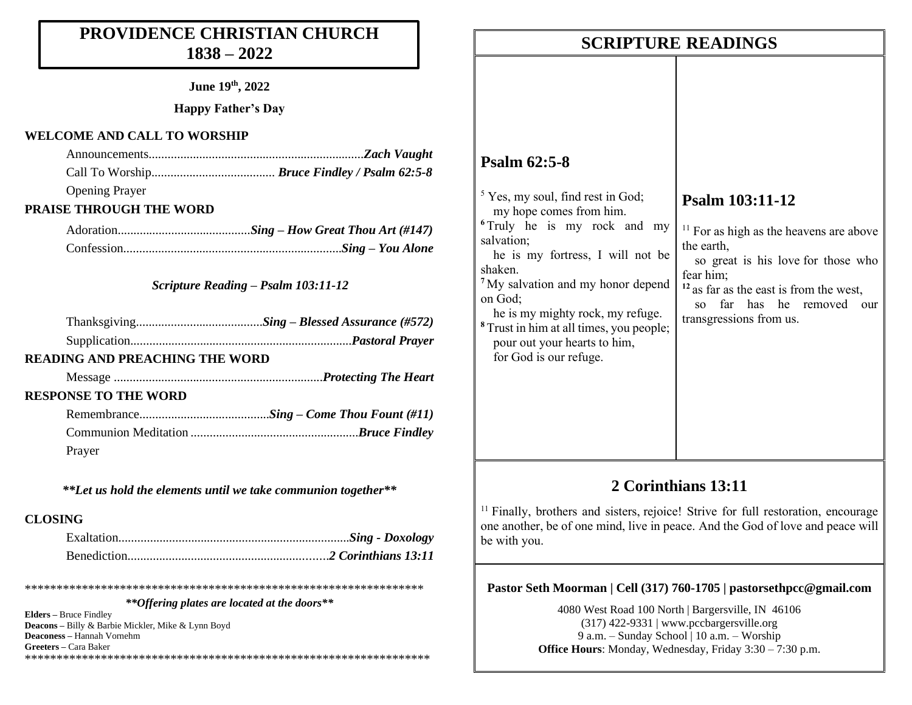# PROVIDENCE CHRISTIAN CHURCH 1838 – 2022

**June 19th, 2022**

**Happy Father's Day**

## WELCOME AND CALL TO WORSHIP

Announcements...................................................................*Zach Vaught*

Call To Worship....................................... *Bruce Findley / Psalm 62:5-8*

Opening Prayer

## PRAISE THROUGH THE WORD

Adoration..........................................*Sing – How Great Thou Art (#147)*

Confession....................................................................*Sing – You Alone*

*Scripture Reading – Psalm 103:11-12*

Thanksgiving........................................*Sing – Blessed Assurance (#572)*

Supplication.....................................................................*Pastoral Prayer*

## READING AND PREACHING THE WORD

Message .................................................................*Protecting The Heart*

## RESPONSE TO THE WORD

Remembrance.........................................*Sing – Come Thou Fount (#11)*

Communion Meditation ....................................................*Bruce Findley*

Prayer

***\*\*Let us hold the elements until we take communion together\*\****

## CLOSING

Exaltation........................................................................*Sing - Doxology*

Benediction.............................................................*2 Corinthians 13:11*

*****************************************************************

***\*\*Offering plates are located at the doors\*\****

**Elders –** Bruce Findley
**Deacons –** Billy & Barbie Mickler, Mike & Lynn Boyd
**Deaconess –** Hannah Vornehm
**Greeters –** Cara Baker

*****************************************************************

# SCRIPTURE READINGS

## Psalm 62:5-8

[5] Yes, my soul, find rest in God;
my hope comes from him.
[6] Truly he is my rock and my salvation;
he is my fortress, I will not be shaken.
[7] My salvation and my honor depend on God;
he is my mighty rock, my refuge.
[8] Trust in him at all times, you people;
pour out your hearts to him,
for God is our refuge.

## Psalm 103:11-12

[11] For as high as the heavens are above the earth,
so great is his love for those who fear him;
[12] as far as the east is from the west,
so far has he removed our transgressions from us.

## 2 Corinthians 13:11

[11] Finally, brothers and sisters, rejoice! Strive for full restoration, encourage one another, be of one mind, live in peace. And the God of love and peace will be with you.

**Pastor Seth Moorman | Cell (317) 760-1705 | pastorsethpcc@gmail.com**

4080 West Road 100 North | Bargersville, IN 46106
(317) 422-9331 | www.pccbargersville.org
9 a.m. – Sunday School | 10 a.m. – Worship
**Office Hours**: Monday, Wednesday, Friday 3:30 – 7:30 p.m.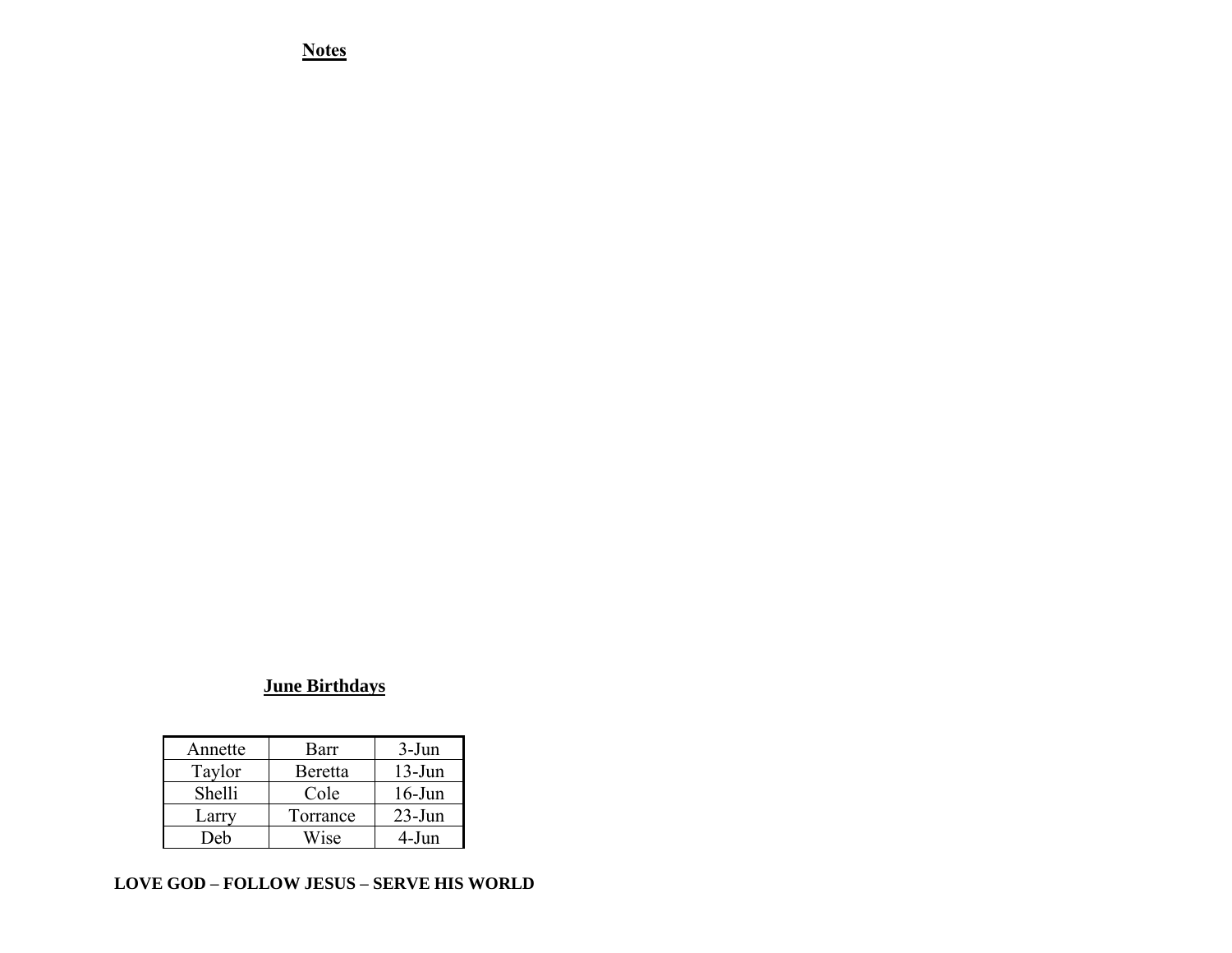**Notes**

**June Birthdays**

| | | |
|---|---|---|
| Annette | Barr | 3-Jun |
| Taylor | Beretta | 13-Jun |
| Shelli | Cole | 16-Jun |
| Larry | Torrance | 23-Jun |
| Deb | Wise | 4-Jun |

**LOVE GOD – FOLLOW JESUS – SERVE HIS WORLD**